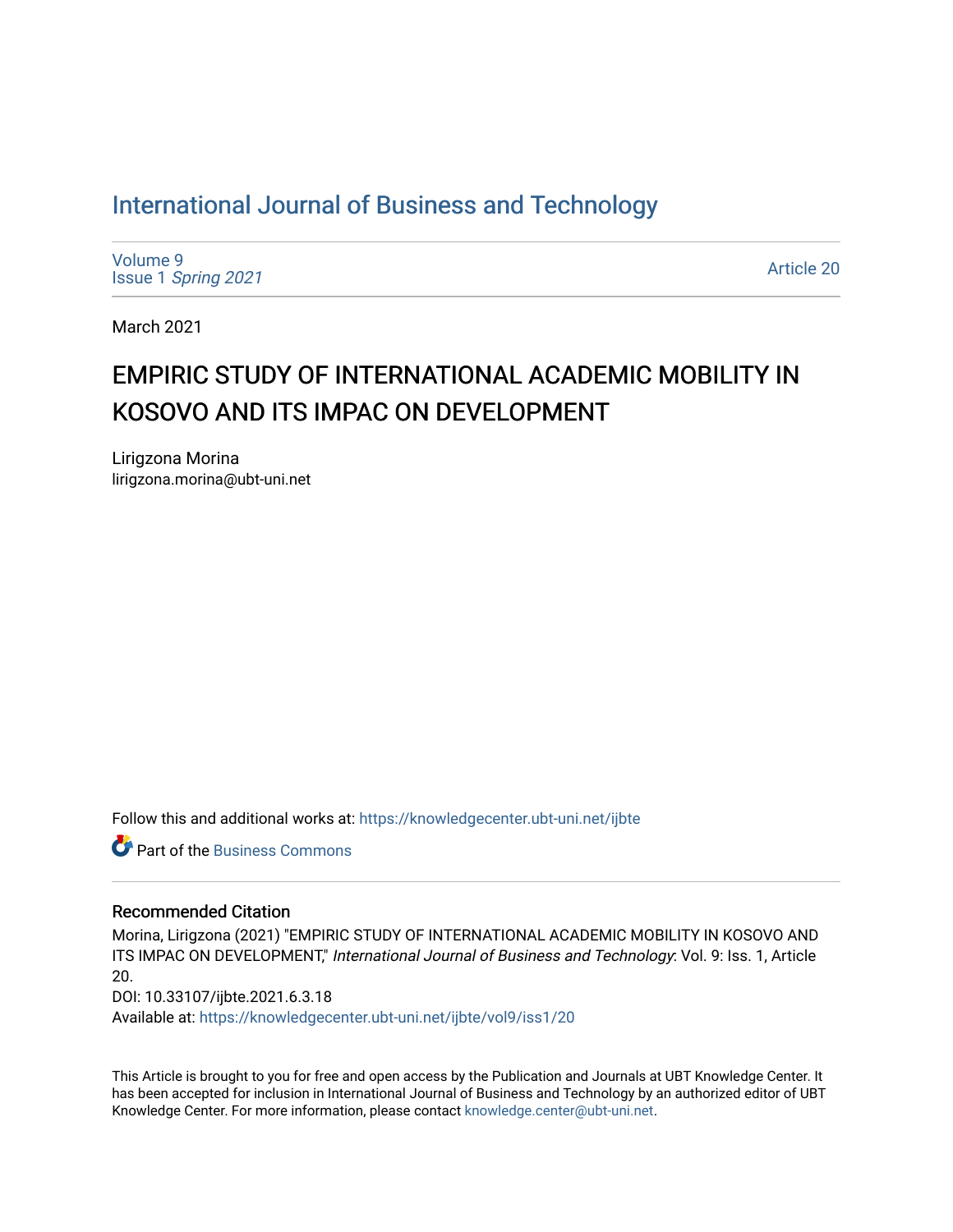# International Journal of Business and Technology

Volume 9
Issue 1 *Spring 2021*

Article 20

March 2021

## EMPIRIC STUDY OF INTERNATIONAL ACADEMIC MOBILITY IN KOSOVO AND ITS IMPAC ON DEVELOPMENT

Lirigzona Morina
lirigzona.morina@ubt-uni.net

Follow this and additional works at: https://knowledgecenter.ubt-uni.net/ijbte

Part of the Business Commons

### Recommended Citation

Morina, Lirigzona (2021) "EMPIRIC STUDY OF INTERNATIONAL ACADEMIC MOBILITY IN KOSOVO AND ITS IMPAC ON DEVELOPMENT," *International Journal of Business and Technology*: Vol. 9: Iss. 1, Article 20.
DOI: 10.33107/ijbte.2021.6.3.18
Available at: https://knowledgecenter.ubt-uni.net/ijbte/vol9/iss1/20

This Article is brought to you for free and open access by the Publication and Journals at UBT Knowledge Center. It has been accepted for inclusion in International Journal of Business and Technology by an authorized editor of UBT Knowledge Center. For more information, please contact knowledge.center@ubt-uni.net.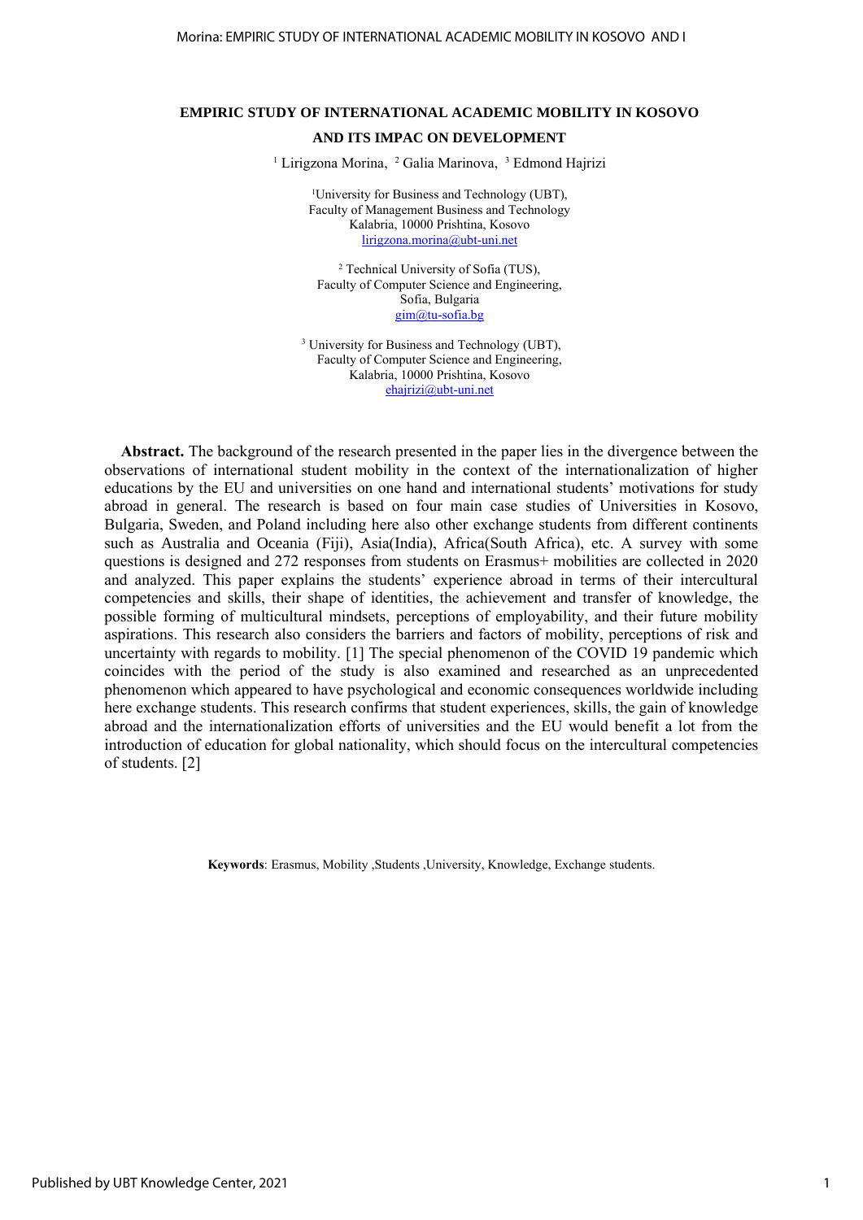**EMPIRIC STUDY OF INTERNATIONAL ACADEMIC MOBILITY IN KOSOVO AND ITS IMPAC ON DEVELOPMENT**

[1] Lirigzona Morina, [2] Galia Marinova, [3] Edmond Hajrizi

[1]University for Business and Technology (UBT),
Faculty of Management Business and Technology
Kalabria, 10000 Prishtina, Kosovo
lirigzona.morina@ubt-uni.net

[2] Technical University of Sofia (TUS),
Faculty of Computer Science and Engineering,
Sofia, Bulgaria
gim@tu-sofia.bg

[3] University for Business and Technology (UBT),
Faculty of Computer Science and Engineering,
Kalabria, 10000 Prishtina, Kosovo
ehajrizi@ubt-uni.net

**Abstract.** The background of the research presented in the paper lies in the divergence between the observations of international student mobility in the context of the internationalization of higher educations by the EU and universities on one hand and international students' motivations for study abroad in general. The research is based on four main case studies of Universities in Kosovo, Bulgaria, Sweden, and Poland including here also other exchange students from different continents such as Australia and Oceania (Fiji), Asia(India), Africa(South Africa), etc. A survey with some questions is designed and 272 responses from students on Erasmus+ mobilities are collected in 2020 and analyzed. This paper explains the students' experience abroad in terms of their intercultural competencies and skills, their shape of identities, the achievement and transfer of knowledge, the possible forming of multicultural mindsets, perceptions of employability, and their future mobility aspirations. This research also considers the barriers and factors of mobility, perceptions of risk and uncertainty with regards to mobility. [1] The special phenomenon of the COVID 19 pandemic which coincides with the period of the study is also examined and researched as an unprecedented phenomenon which appeared to have psychological and economic consequences worldwide including here exchange students. This research confirms that student experiences, skills, the gain of knowledge abroad and the internationalization efforts of universities and the EU would benefit a lot from the introduction of education for global nationality, which should focus on the intercultural competencies of students. [2]

**Keywords**: Erasmus, Mobility ,Students ,University, Knowledge, Exchange students.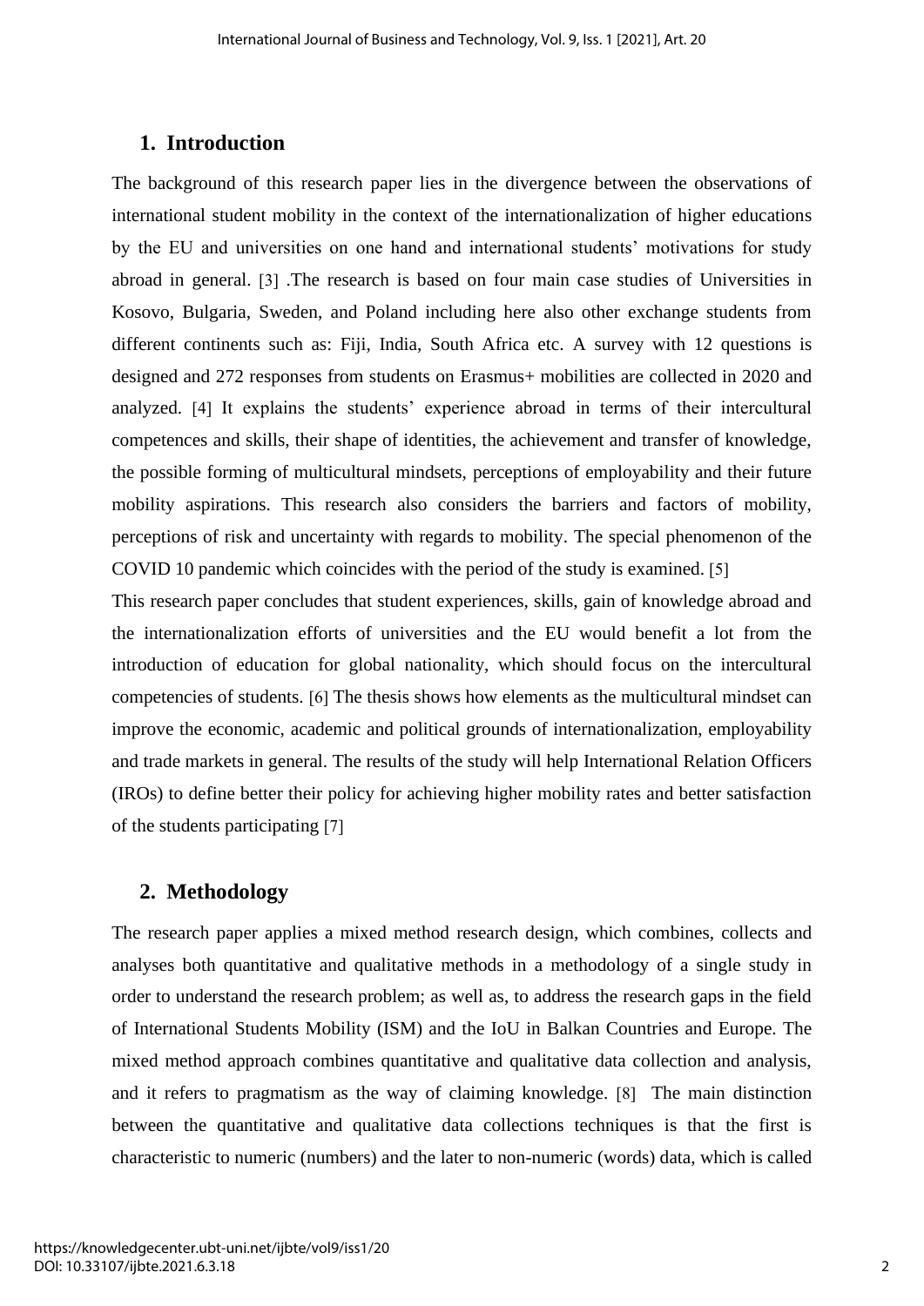## 1. Introduction

The background of this research paper lies in the divergence between the observations of international student mobility in the context of the internationalization of higher educations by the EU and universities on one hand and international students' motivations for study abroad in general. [3] .The research is based on four main case studies of Universities in Kosovo, Bulgaria, Sweden, and Poland including here also other exchange students from different continents such as: Fiji, India, South Africa etc. A survey with 12 questions is designed and 272 responses from students on Erasmus+ mobilities are collected in 2020 and analyzed. [4] It explains the students' experience abroad in terms of their intercultural competences and skills, their shape of identities, the achievement and transfer of knowledge, the possible forming of multicultural mindsets, perceptions of employability and their future mobility aspirations. This research also considers the barriers and factors of mobility, perceptions of risk and uncertainty with regards to mobility. The special phenomenon of the COVID 10 pandemic which coincides with the period of the study is examined. [5]

This research paper concludes that student experiences, skills, gain of knowledge abroad and the internationalization efforts of universities and the EU would benefit a lot from the introduction of education for global nationality, which should focus on the intercultural competencies of students. [6] The thesis shows how elements as the multicultural mindset can improve the economic, academic and political grounds of internationalization, employability and trade markets in general. The results of the study will help International Relation Officers (IROs) to define better their policy for achieving higher mobility rates and better satisfaction of the students participating [7]

## 2. Methodology

The research paper applies a mixed method research design, which combines, collects and analyses both quantitative and qualitative methods in a methodology of a single study in order to understand the research problem; as well as, to address the research gaps in the field of International Students Mobility (ISM) and the IoU in Balkan Countries and Europe. The mixed method approach combines quantitative and qualitative data collection and analysis, and it refers to pragmatism as the way of claiming knowledge. [8] The main distinction between the quantitative and qualitative data collections techniques is that the first is characteristic to numeric (numbers) and the later to non-numeric (words) data, which is called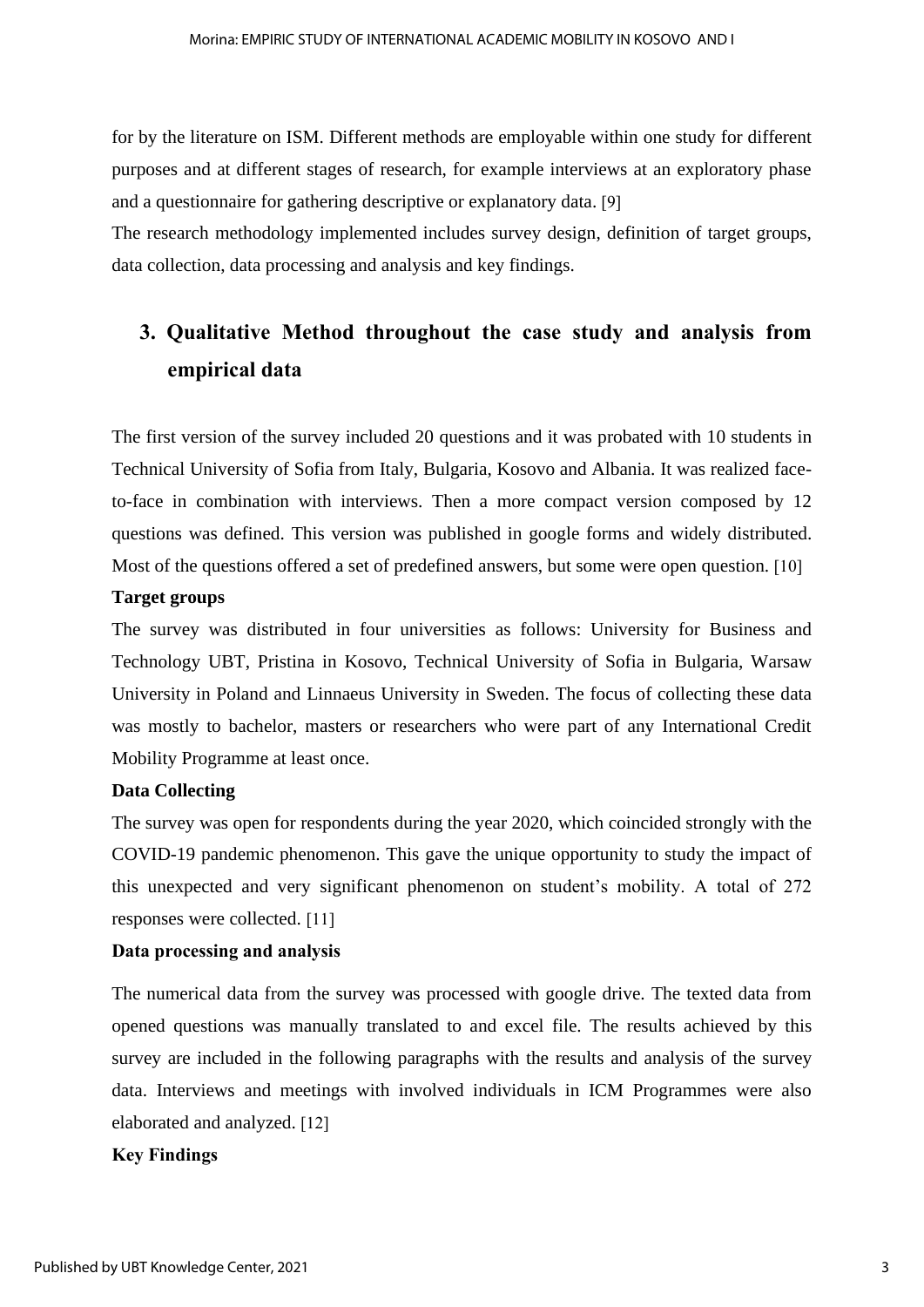for by the literature on ISM. Different methods are employable within one study for different purposes and at different stages of research, for example interviews at an exploratory phase and a questionnaire for gathering descriptive or explanatory data. [9]

The research methodology implemented includes survey design, definition of target groups, data collection, data processing and analysis and key findings.

## 3. Qualitative Method throughout the case study and analysis from empirical data

The first version of the survey included 20 questions and it was probated with 10 students in Technical University of Sofia from Italy, Bulgaria, Kosovo and Albania. It was realized face-to-face in combination with interviews. Then a more compact version composed by 12 questions was defined. This version was published in google forms and widely distributed. Most of the questions offered a set of predefined answers, but some were open question. [10]

**Target groups**

The survey was distributed in four universities as follows: University for Business and Technology UBT, Pristina in Kosovo, Technical University of Sofia in Bulgaria, Warsaw University in Poland and Linnaeus University in Sweden. The focus of collecting these data was mostly to bachelor, masters or researchers who were part of any International Credit Mobility Programme at least once.

**Data Collecting**

The survey was open for respondents during the year 2020, which coincided strongly with the COVID-19 pandemic phenomenon. This gave the unique opportunity to study the impact of this unexpected and very significant phenomenon on student's mobility. A total of 272 responses were collected. [11]

**Data processing and analysis**

The numerical data from the survey was processed with google drive. The texted data from opened questions was manually translated to and excel file. The results achieved by this survey are included in the following paragraphs with the results and analysis of the survey data. Interviews and meetings with involved individuals in ICM Programmes were also elaborated and analyzed. [12]

**Key Findings**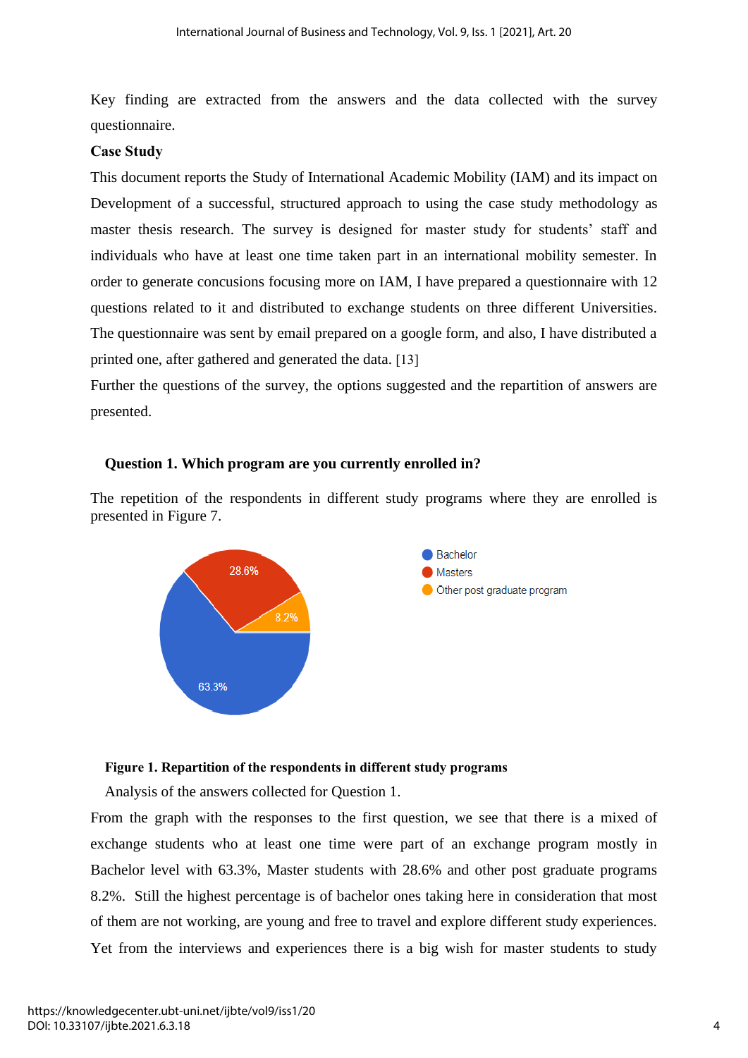Key finding are extracted from the answers and the data collected with the survey questionnaire.

**Case Study**

This document reports the Study of International Academic Mobility (IAM) and its impact on Development of a successful, structured approach to using the case study methodology as master thesis research. The survey is designed for master study for students' staff and individuals who have at least one time taken part in an international mobility semester. In order to generate concusions focusing more on IAM, I have prepared a questionnaire with 12 questions related to it and distributed to exchange students on three different Universities. The questionnaire was sent by email prepared on a google form, and also, I have distributed a printed one, after gathered and generated the data. [13]

Further the questions of the survey, the options suggested and the repartition of answers are presented.

**Question 1. Which program are you currently enrolled in?**

The repetition of the respondents in different study programs where they are enrolled is presented in Figure 7.

**Figure 1. Repartition of the respondents in different study programs**

Analysis of the answers collected for Question 1.

From the graph with the responses to the first question, we see that there is a mixed of exchange students who at least one time were part of an exchange program mostly in Bachelor level with 63.3%, Master students with 28.6% and other post graduate programs 8.2%. Still the highest percentage is of bachelor ones taking here in consideration that most of them are not working, are young and free to travel and explore different study experiences. Yet from the interviews and experiences there is a big wish for master students to study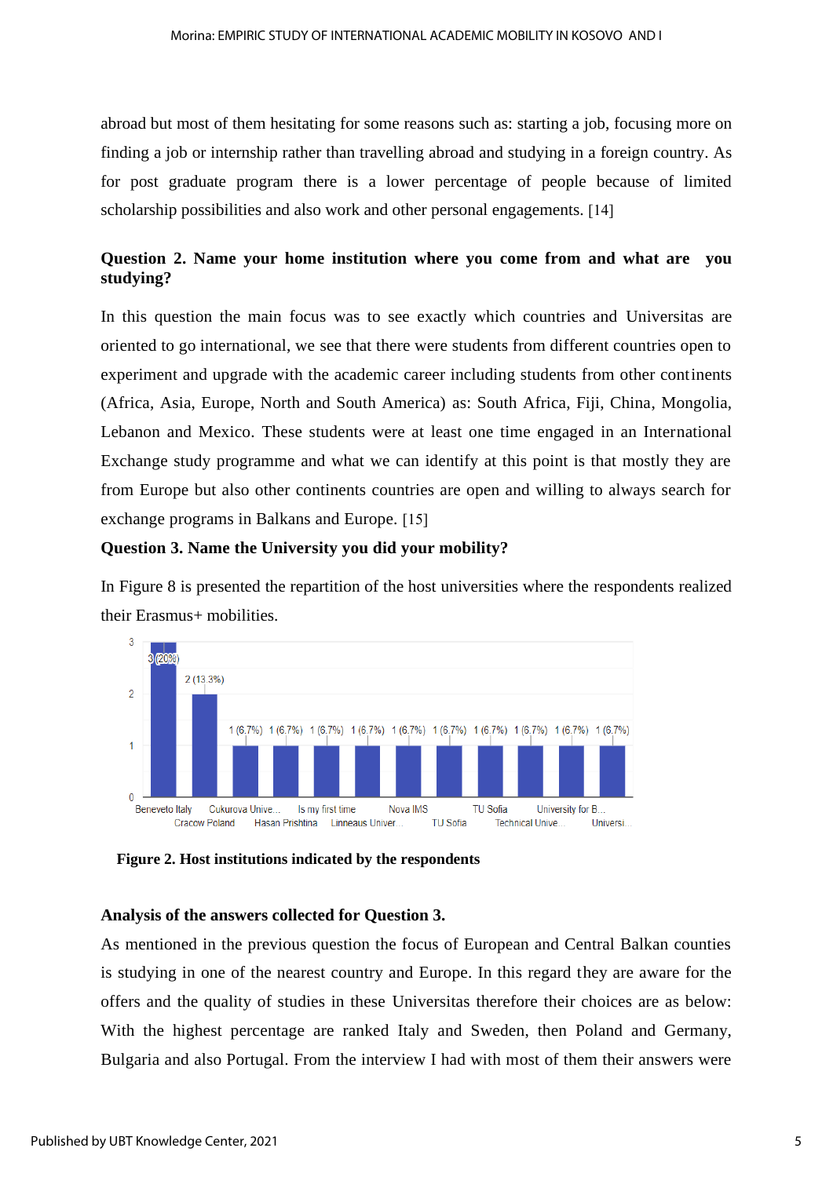abroad but most of them hesitating for some reasons such as: starting a job, focusing more on finding a job or internship rather than travelling abroad and studying in a foreign country. As for post graduate program there is a lower percentage of people because of limited scholarship possibilities and also work and other personal engagements. [14]

**Question 2. Name your home institution where you come from and what are you studying?**

In this question the main focus was to see exactly which countries and Universitas are oriented to go international, we see that there were students from different countries open to experiment and upgrade with the academic career including students from other continents (Africa, Asia, Europe, North and South America) as: South Africa, Fiji, China, Mongolia, Lebanon and Mexico. These students were at least one time engaged in an International Exchange study programme and what we can identify at this point is that mostly they are from Europe but also other continents countries are open and willing to always search for exchange programs in Balkans and Europe. [15]

**Question 3. Name the University you did your mobility?**

In Figure 8 is presented the repartition of the host universities where the respondents realized their Erasmus+ mobilities.

**Figure 2. Host institutions indicated by the respondents**

**Analysis of the answers collected for Question 3.**

As mentioned in the previous question the focus of European and Central Balkan counties is studying in one of the nearest country and Europe. In this regard they are aware for the offers and the quality of studies in these Universitas therefore their choices are as below: With the highest percentage are ranked Italy and Sweden, then Poland and Germany, Bulgaria and also Portugal. From the interview I had with most of them their answers were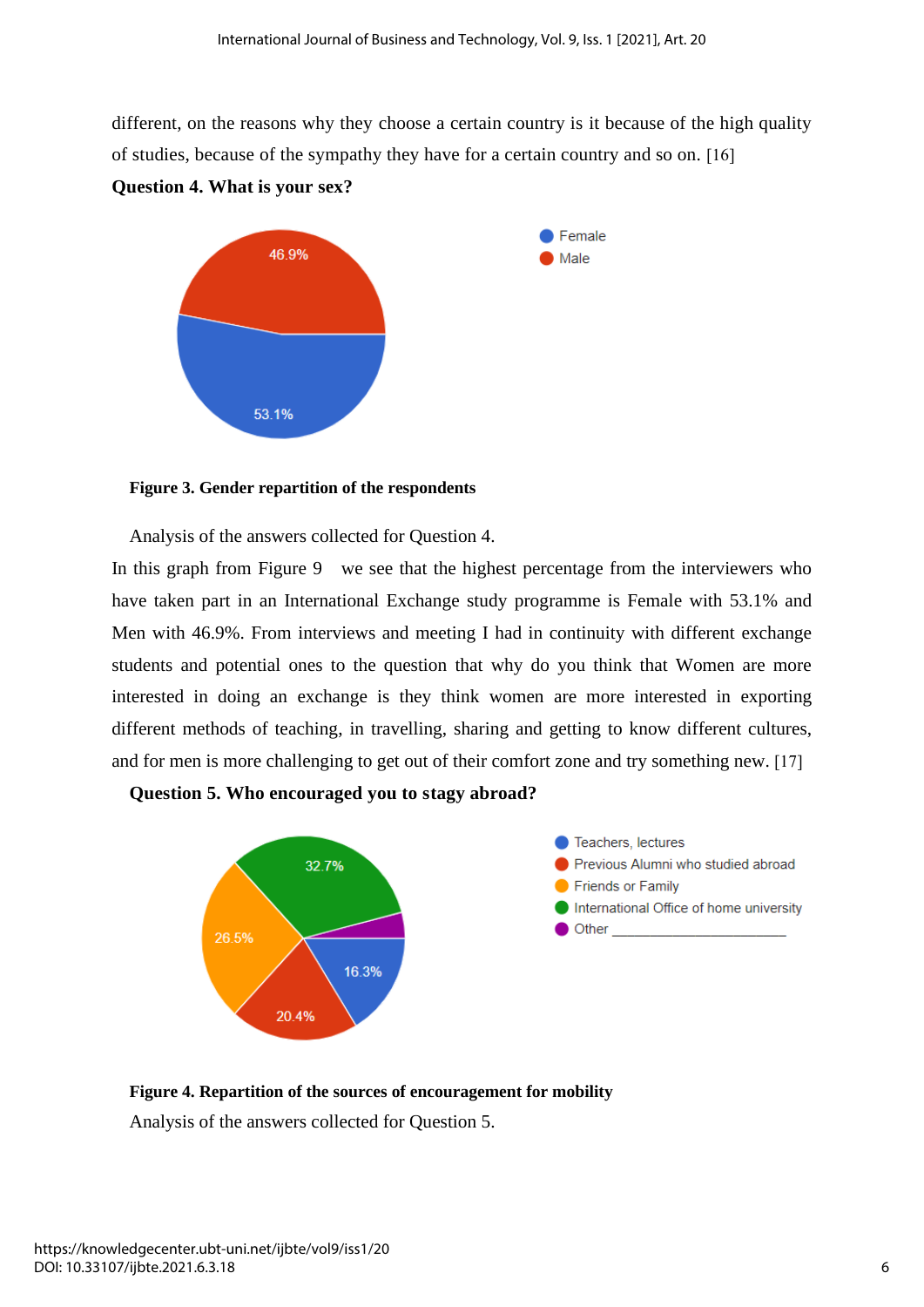different, on the reasons why they choose a certain country is it because of the high quality of studies, because of the sympathy they have for a certain country and so on. [16]

**Question 4. What is your sex?**

**Figure 3. Gender repartition of the respondents**

Analysis of the answers collected for Question 4.

In this graph from Figure 9 we see that the highest percentage from the interviewers who have taken part in an International Exchange study programme is Female with 53.1% and Men with 46.9%. From interviews and meeting I had in continuity with different exchange students and potential ones to the question that why do you think that Women are more interested in doing an exchange is they think women are more interested in exporting different methods of teaching, in travelling, sharing and getting to know different cultures, and for men is more challenging to get out of their comfort zone and try something new. [17]

**Question 5. Who encouraged you to stagy abroad?**

**Figure 4. Repartition of the sources of encouragement for mobility**

Analysis of the answers collected for Question 5.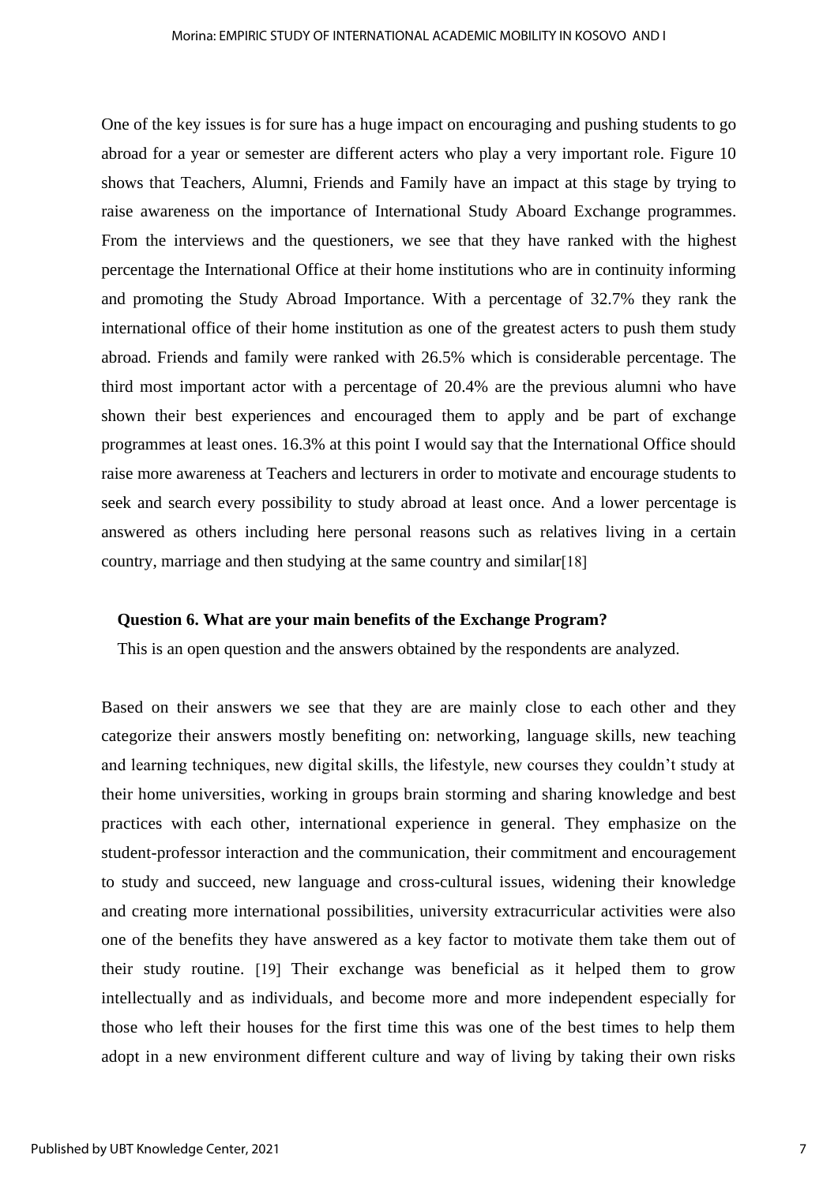One of the key issues is for sure has a huge impact on encouraging and pushing students to go abroad for a year or semester are different acters who play a very important role. Figure 10 shows that Teachers, Alumni, Friends and Family have an impact at this stage by trying to raise awareness on the importance of International Study Aboard Exchange programmes. From the interviews and the questioners, we see that they have ranked with the highest percentage the International Office at their home institutions who are in continuity informing and promoting the Study Abroad Importance. With a percentage of 32.7% they rank the international office of their home institution as one of the greatest acters to push them study abroad. Friends and family were ranked with 26.5% which is considerable percentage. The third most important actor with a percentage of 20.4% are the previous alumni who have shown their best experiences and encouraged them to apply and be part of exchange programmes at least ones. 16.3% at this point I would say that the International Office should raise more awareness at Teachers and lecturers in order to motivate and encourage students to seek and search every possibility to study abroad at least once. And a lower percentage is answered as others including here personal reasons such as relatives living in a certain country, marriage and then studying at the same country and similar[18]

**Question 6. What are your main benefits of the Exchange Program?**

This is an open question and the answers obtained by the respondents are analyzed.

Based on their answers we see that they are are mainly close to each other and they categorize their answers mostly benefiting on: networking, language skills, new teaching and learning techniques, new digital skills, the lifestyle, new courses they couldn't study at their home universities, working in groups brain storming and sharing knowledge and best practices with each other, international experience in general. They emphasize on the student-professor interaction and the communication, their commitment and encouragement to study and succeed, new language and cross-cultural issues, widening their knowledge and creating more international possibilities, university extracurricular activities were also one of the benefits they have answered as a key factor to motivate them take them out of their study routine. [19] Their exchange was beneficial as it helped them to grow intellectually and as individuals, and become more and more independent especially for those who left their houses for the first time this was one of the best times to help them adopt in a new environment different culture and way of living by taking their own risks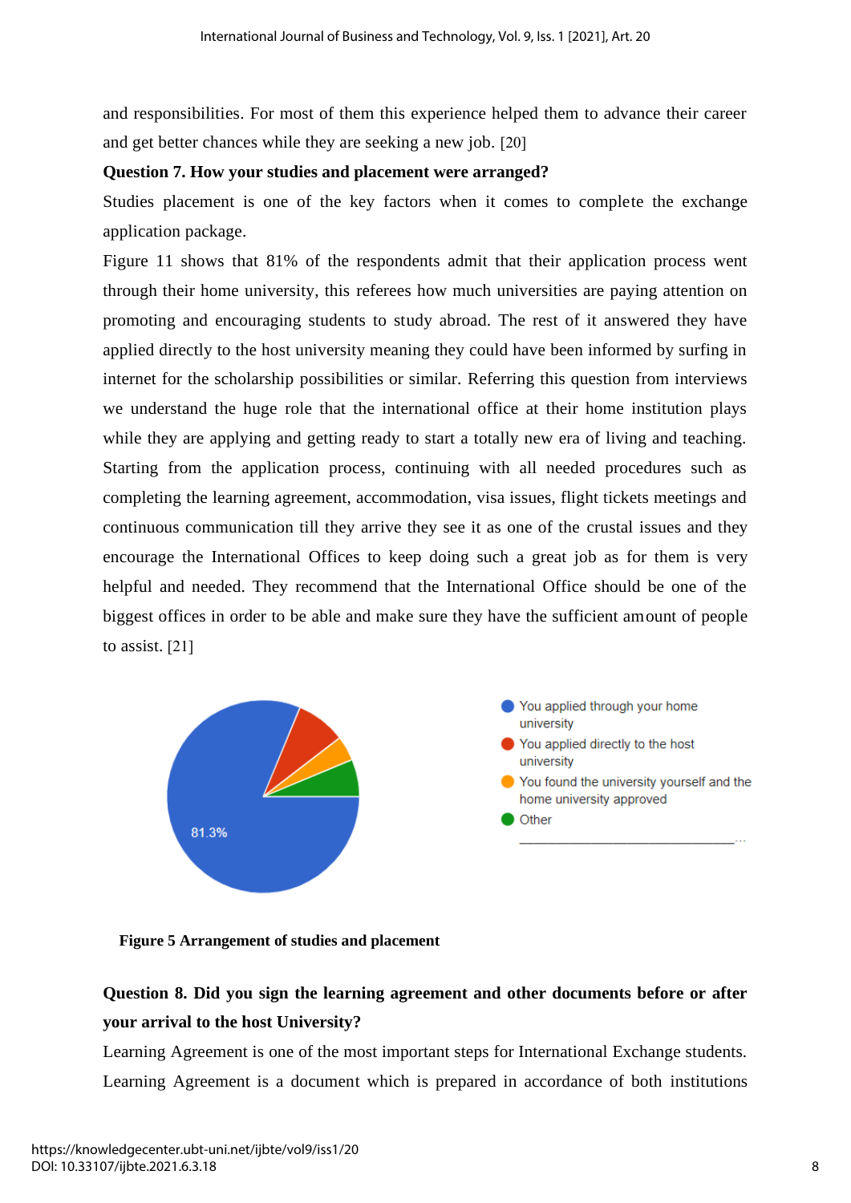and responsibilities. For most of them this experience helped them to advance their career and get better chances while they are seeking a new job. [20]

**Question 7. How your studies and placement were arranged?**

Studies placement is one of the key factors when it comes to complete the exchange application package.

Figure 11 shows that 81% of the respondents admit that their application process went through their home university, this referees how much universities are paying attention on promoting and encouraging students to study abroad. The rest of it answered they have applied directly to the host university meaning they could have been informed by surfing in internet for the scholarship possibilities or similar. Referring this question from interviews we understand the huge role that the international office at their home institution plays while they are applying and getting ready to start a totally new era of living and teaching. Starting from the application process, continuing with all needed procedures such as completing the learning agreement, accommodation, visa issues, flight tickets meetings and continuous communication till they arrive they see it as one of the crustal issues and they encourage the International Offices to keep doing such a great job as for them is very helpful and needed. They recommend that the International Office should be one of the biggest offices in order to be able and make sure they have the sufficient amount of people to assist. [21]

**Figure 5 Arrangement of studies and placement**

**Question 8. Did you sign the learning agreement and other documents before or after your arrival to the host University?**

Learning Agreement is one of the most important steps for International Exchange students. Learning Agreement is a document which is prepared in accordance of both institutions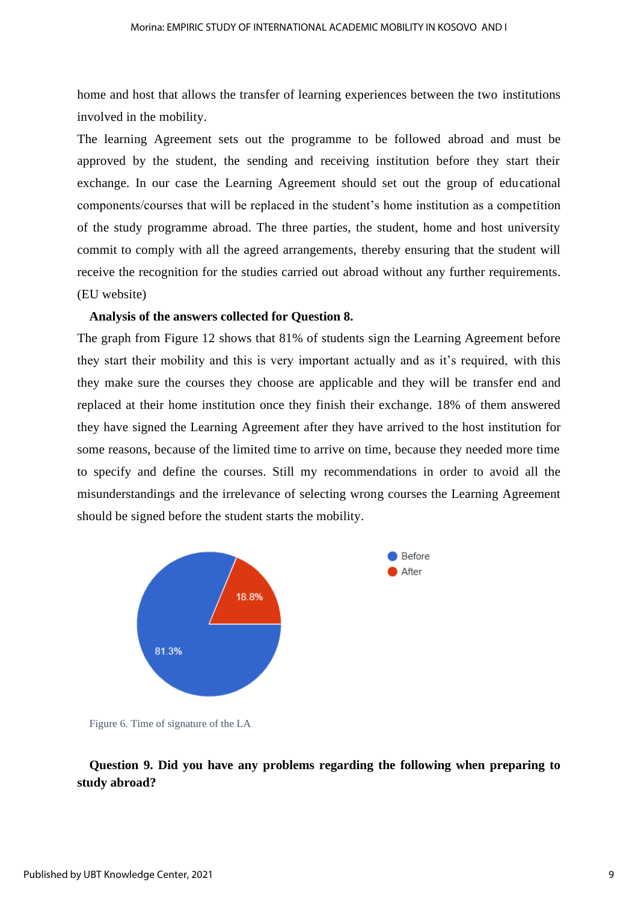home and host that allows the transfer of learning experiences between the two institutions involved in the mobility.

The learning Agreement sets out the programme to be followed abroad and must be approved by the student, the sending and receiving institution before they start their exchange. In our case the Learning Agreement should set out the group of educational components/courses that will be replaced in the student's home institution as a competition of the study programme abroad. The three parties, the student, home and host university commit to comply with all the agreed arrangements, thereby ensuring that the student will receive the recognition for the studies carried out abroad without any further requirements. (EU website)

**Analysis of the answers collected for Question 8.**

The graph from Figure 12 shows that 81% of students sign the Learning Agreement before they start their mobility and this is very important actually and as it's required, with this they make sure the courses they choose are applicable and they will be transfer end and replaced at their home institution once they finish their exchange. 18% of them answered they have signed the Learning Agreement after they have arrived to the host institution for some reasons, because of the limited time to arrive on time, because they needed more time to specify and define the courses. Still my recommendations in order to avoid all the misunderstandings and the irrelevance of selecting wrong courses the Learning Agreement should be signed before the student starts the mobility.

Before: 81.3%
After: 18.8%

Figure 6. Time of signature of the LA

**Question 9. Did you have any problems regarding the following when preparing to study abroad?**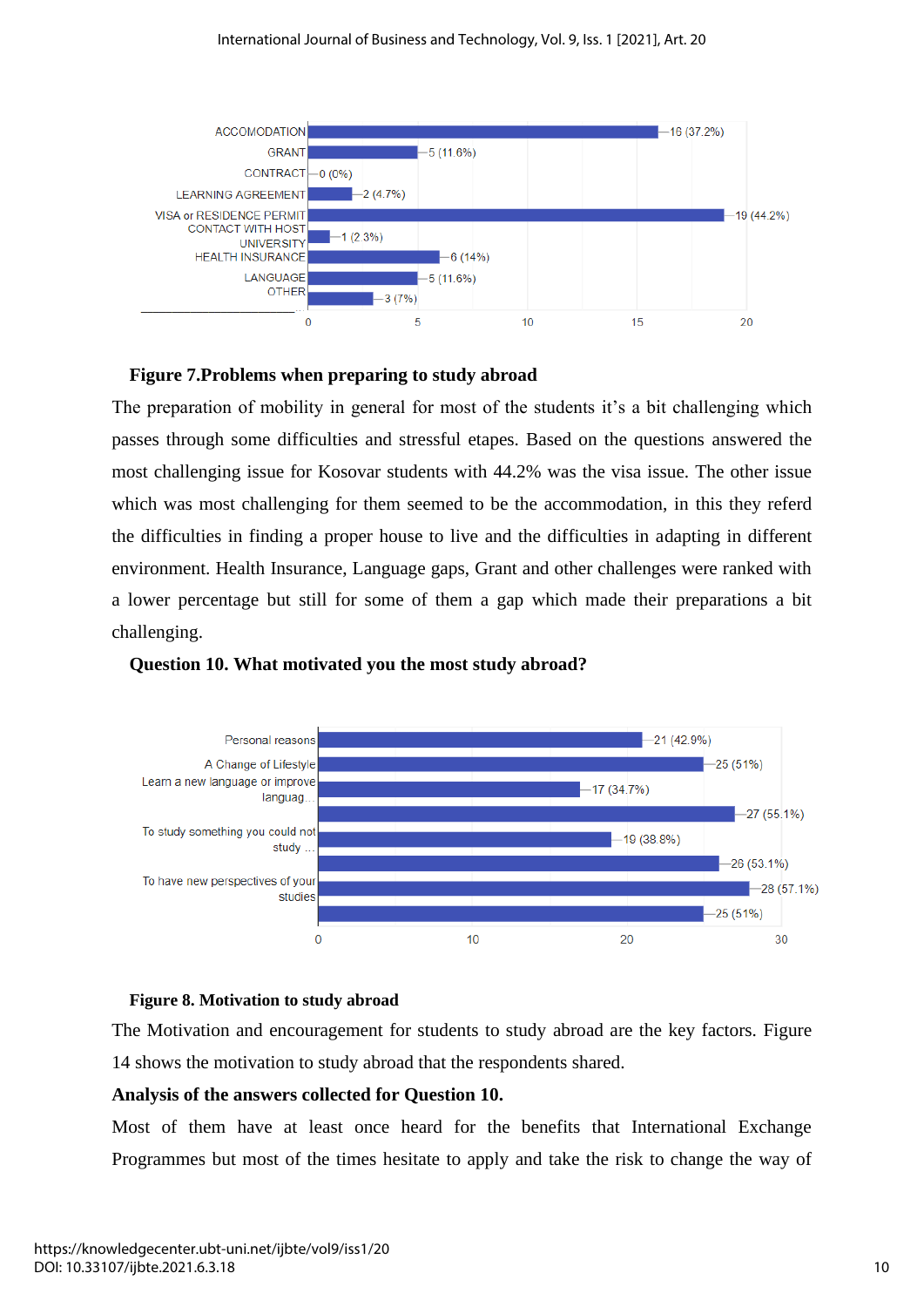**Figure 7.Problems when preparing to study abroad**

The preparation of mobility in general for most of the students it's a bit challenging which passes through some difficulties and stressful etapes. Based on the questions answered the most challenging issue for Kosovar students with 44.2% was the visa issue. The other issue which was most challenging for them seemed to be the accommodation, in this they referd the difficulties in finding a proper house to live and the difficulties in adapting in different environment. Health Insurance, Language gaps, Grant and other challenges were ranked with a lower percentage but still for some of them a gap which made their preparations a bit challenging.

**Question 10. What motivated you the most study abroad?**

**Figure 8. Motivation to study abroad**

The Motivation and encouragement for students to study abroad are the key factors. Figure 14 shows the motivation to study abroad that the respondents shared.

**Analysis of the answers collected for Question 10.**

Most of them have at least once heard for the benefits that International Exchange Programmes but most of the times hesitate to apply and take the risk to change the way of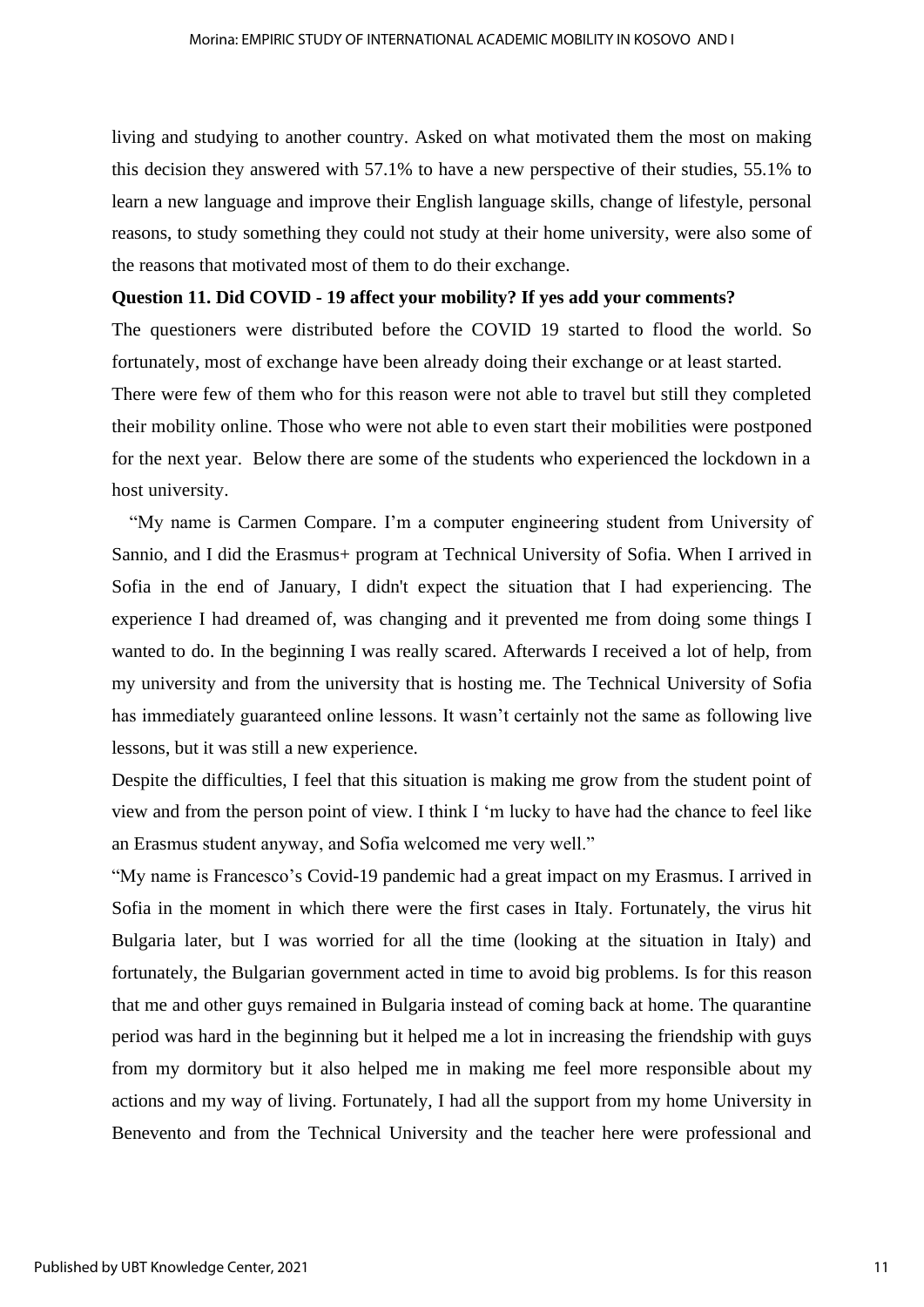living and studying to another country. Asked on what motivated them the most on making this decision they answered with 57.1% to have a new perspective of their studies, 55.1% to learn a new language and improve their English language skills, change of lifestyle, personal reasons, to study something they could not study at their home university, were also some of the reasons that motivated most of them to do their exchange.

**Question 11. Did COVID - 19 affect your mobility? If yes add your comments?**

The questioners were distributed before the COVID 19 started to flood the world. So fortunately, most of exchange have been already doing their exchange or at least started.

There were few of them who for this reason were not able to travel but still they completed their mobility online. Those who were not able to even start their mobilities were postponed for the next year. Below there are some of the students who experienced the lockdown in a host university.

"My name is Carmen Compare. I'm a computer engineering student from University of Sannio, and I did the Erasmus+ program at Technical University of Sofia. When I arrived in Sofia in the end of January, I didn't expect the situation that I had experiencing. The experience I had dreamed of, was changing and it prevented me from doing some things I wanted to do. In the beginning I was really scared. Afterwards I received a lot of help, from my university and from the university that is hosting me. The Technical University of Sofia has immediately guaranteed online lessons. It wasn't certainly not the same as following live lessons, but it was still a new experience.

Despite the difficulties, I feel that this situation is making me grow from the student point of view and from the person point of view. I think I 'm lucky to have had the chance to feel like an Erasmus student anyway, and Sofia welcomed me very well."

"My name is Francesco's Covid-19 pandemic had a great impact on my Erasmus. I arrived in Sofia in the moment in which there were the first cases in Italy. Fortunately, the virus hit Bulgaria later, but I was worried for all the time (looking at the situation in Italy) and fortunately, the Bulgarian government acted in time to avoid big problems. Is for this reason that me and other guys remained in Bulgaria instead of coming back at home. The quarantine period was hard in the beginning but it helped me a lot in increasing the friendship with guys from my dormitory but it also helped me in making me feel more responsible about my actions and my way of living. Fortunately, I had all the support from my home University in Benevento and from the Technical University and the teacher here were professional and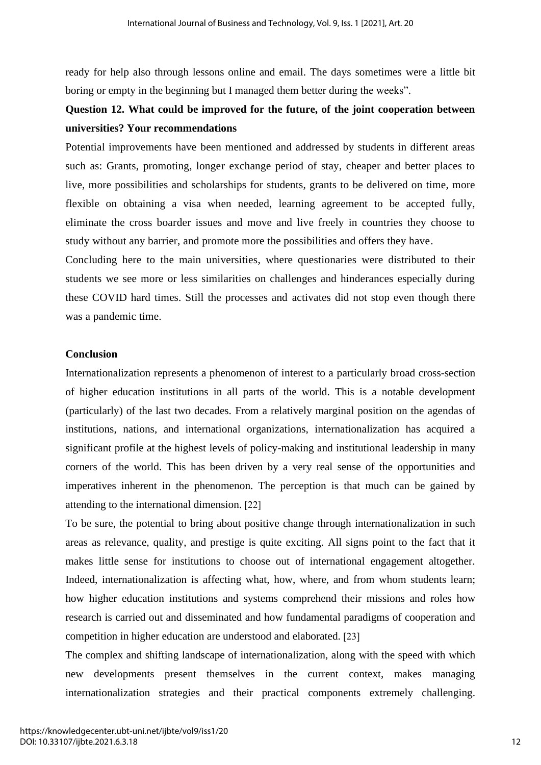ready for help also through lessons online and email. The days sometimes were a little bit boring or empty in the beginning but I managed them better during the weeks".

**Question 12. What could be improved for the future, of the joint cooperation between universities? Your recommendations**

Potential improvements have been mentioned and addressed by students in different areas such as: Grants, promoting, longer exchange period of stay, cheaper and better places to live, more possibilities and scholarships for students, grants to be delivered on time, more flexible on obtaining a visa when needed, learning agreement to be accepted fully, eliminate the cross boarder issues and move and live freely in countries they choose to study without any barrier, and promote more the possibilities and offers they have.

Concluding here to the main universities, where questionaries were distributed to their students we see more or less similarities on challenges and hinderances especially during these COVID hard times. Still the processes and activates did not stop even though there was a pandemic time.

## Conclusion

Internationalization represents a phenomenon of interest to a particularly broad cross-section of higher education institutions in all parts of the world. This is a notable development (particularly) of the last two decades. From a relatively marginal position on the agendas of institutions, nations, and international organizations, internationalization has acquired a significant profile at the highest levels of policy-making and institutional leadership in many corners of the world. This has been driven by a very real sense of the opportunities and imperatives inherent in the phenomenon. The perception is that much can be gained by attending to the international dimension. [22]

To be sure, the potential to bring about positive change through internationalization in such areas as relevance, quality, and prestige is quite exciting. All signs point to the fact that it makes little sense for institutions to choose out of international engagement altogether. Indeed, internationalization is affecting what, how, where, and from whom students learn; how higher education institutions and systems comprehend their missions and roles how research is carried out and disseminated and how fundamental paradigms of cooperation and competition in higher education are understood and elaborated. [23]

The complex and shifting landscape of internationalization, along with the speed with which new developments present themselves in the current context, makes managing internationalization strategies and their practical components extremely challenging.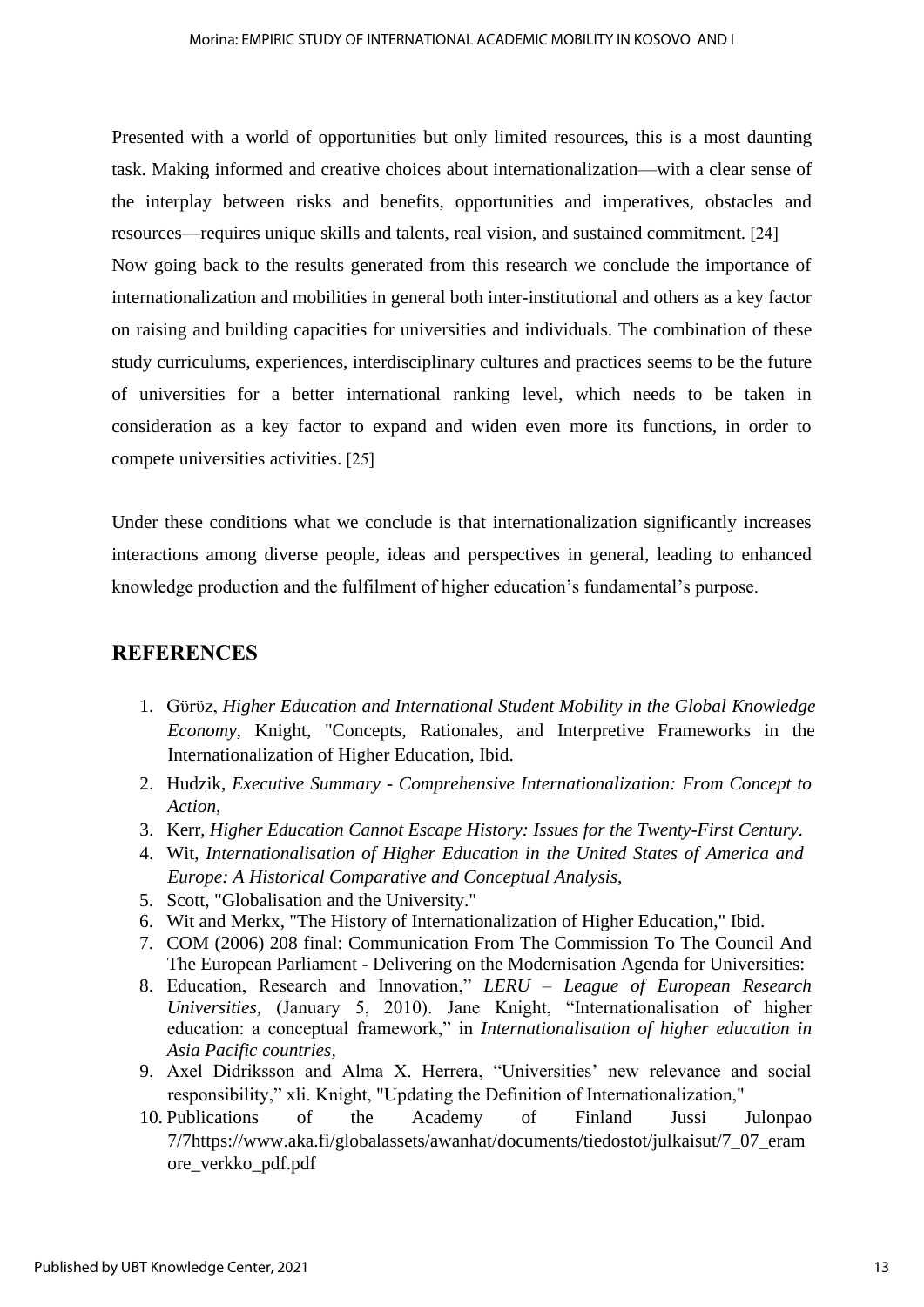Presented with a world of opportunities but only limited resources, this is a most daunting task. Making informed and creative choices about internationalization—with a clear sense of the interplay between risks and benefits, opportunities and imperatives, obstacles and resources—requires unique skills and talents, real vision, and sustained commitment. [24]
Now going back to the results generated from this research we conclude the importance of internationalization and mobilities in general both inter-institutional and others as a key factor on raising and building capacities for universities and individuals. The combination of these study curriculums, experiences, interdisciplinary cultures and practices seems to be the future of universities for a better international ranking level, which needs to be taken in consideration as a key factor to expand and widen even more its functions, in order to compete universities activities. [25]

Under these conditions what we conclude is that internationalization significantly increases interactions among diverse people, ideas and perspectives in general, leading to enhanced knowledge production and the fulfilment of higher education's fundamental's purpose.

## REFERENCES

1. Görüz, *Higher Education and International Student Mobility in the Global Knowledge Economy*, Knight, "Concepts, Rationales, and Interpretive Frameworks in the Internationalization of Higher Education, Ibid.
2. Hudzik, *Executive Summary - Comprehensive Internationalization: From Concept to Action*,
3. Kerr, *Higher Education Cannot Escape History: Issues for the Twenty-First Century*.
4. Wit, *Internationalisation of Higher Education in the United States of America and Europe: A Historical Comparative and Conceptual Analysis,*
5. Scott, "Globalisation and the University."
6. Wit and Merkx, "The History of Internationalization of Higher Education," Ibid.
7. COM (2006) 208 final: Communication From The Commission To The Council And The European Parliament - Delivering on the Modernisation Agenda for Universities:
8. Education, Research and Innovation," *LERU – League of European Research Universities,* (January 5, 2010). Jane Knight, "Internationalisation of higher education: a conceptual framework," in *Internationalisation of higher education in Asia Pacific countries,*
9. Axel Didriksson and Alma X. Herrera, "Universities' new relevance and social responsibility," xli. Knight, "Updating the Definition of Internationalization,"
10. Publications of the Academy of Finland Jussi Julonpao 7/7https://www.aka.fi/globalassets/awanhat/documents/tiedostot/julkaisut/7_07_eramore_verkko_pdf.pdf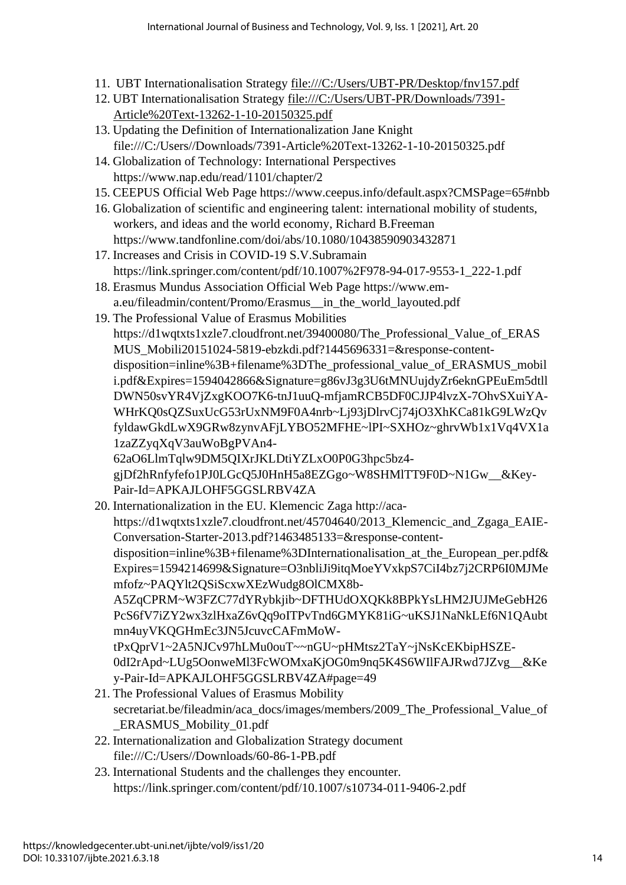11. UBT Internationalisation Strategy file:///C:/Users/UBT-PR/Desktop/fnv157.pdf
12. UBT Internationalisation Strategy file:///C:/Users/UBT-PR/Downloads/7391-Article%20Text-13262-1-10-20150325.pdf
13. Updating the Definition of Internationalization Jane Knight file:///C:/Users//Downloads/7391-Article%20Text-13262-1-10-20150325.pdf
14. Globalization of Technology: International Perspectives https://www.nap.edu/read/1101/chapter/2
15. CEEPUS Official Web Page https://www.ceepus.info/default.aspx?CMSPage=65#nbb
16. Globalization of scientific and engineering talent: international mobility of students, workers, and ideas and the world economy, Richard B.Freeman https://www.tandfonline.com/doi/abs/10.1080/10438590903432871
17. Increases and Crisis in COVID-19 S.V.Subramain https://link.springer.com/content/pdf/10.1007%2F978-94-017-9553-1_222-1.pdf
18. Erasmus Mundus Association Official Web Page https://www.em-a.eu/fileadmin/content/Promo/Erasmus__in_the_world_layouted.pdf
19. The Professional Value of Erasmus Mobilities https://d1wqtxts1xzle7.cloudfront.net/39400080/The_Professional_Value_of_ERASMUS_Mobili20151024-5819-ebzkdi.pdf?1445696331=&response-content-disposition=inline%3B+filename%3DThe_professional_value_of_ERASMUS_mobili.pdf&Expires=1594042866&Signature=g86vJ3g3U6tMNUujdyZr6eknGPEuEm5dtllDWN50svYR4VjZxgKOO7K6-tnJ1uuQ-mfjamRCB5DF0CJJP4lvzX-7OhvSXuiYA-WHrKQ0sQZSuxUcG53rUxNM9F0A4nrb~Lj93jDlrvCj74jO3XhKCa81kG9LWzQvfyldawGkdLwX9GRw8zynvAFjLYBO52MFHE~lPI~SXHOz~ghrvWb1x1Vq4VX1a1zaZZyqXqV3auWoBgPVAn4-62aO6LlmTqlw9DM5QIXrJKLDtiYZLxO0P0G3hpc5bz4-gjDf2hRnfyfefo1PJ0LGcQ5J0HnH5a8EZGgo~W8SHMlTT9F0D~N1Gw__&Key-Pair-Id=APKAJLOHF5GGSLRBV4ZA
20. Internationalization in the EU. Klemencic Zaga http://aca-https://d1wqtxts1xzle7.cloudfront.net/45704640/2013_Klemencic_and_Zgaga_EAIE-Conversation-Starter-2013.pdf?1463485133=&response-content-disposition=inline%3B+filename%3DInternationalisation_at_the_European_per.pdf&Expires=1594214699&Signature=O3nbliJi9itqMoeYVxkpS7CiI4bz7j2CRP6I0MJMemfofz~PAQYlt2QSiScxwXEzWudg8OlCMX8b-A5ZqCPRM~W3FZC77dYRybkjib~DFTHUdOXQKk8BPkYsLHM2JUJMeGebH26PcS6fV7iZY2wx3zlHxaZ6vQq9oITPvTnd6GMYK81iG~uKSJ1NaNkLEf6N1QAubtmn4uyVKQGHmEc3JN5JcuvcCAFmMoW-tPxQprV1~2A5NJCv97hLMu0ouT~~nGU~pHMtsz2TaY~jNsKcEKbipHSZE-0dI2rApd~LUg5OonweMl3FcWOMxaKjOG0m9nq5K4S6WIlFAJRwd7JZvg__&Key-Pair-Id=APKAJLOHF5GGSLRBV4ZA#page=49
21. The Professional Values of Erasmus Mobility secretariat.be/fileadmin/aca_docs/images/members/2009_The_Professional_Value_of_ERASMUS_Mobility_01.pdf
22. Internationalization and Globalization Strategy document file:///C:/Users//Downloads/60-86-1-PB.pdf
23. International Students and the challenges they encounter. https://link.springer.com/content/pdf/10.1007/s10734-011-9406-2.pdf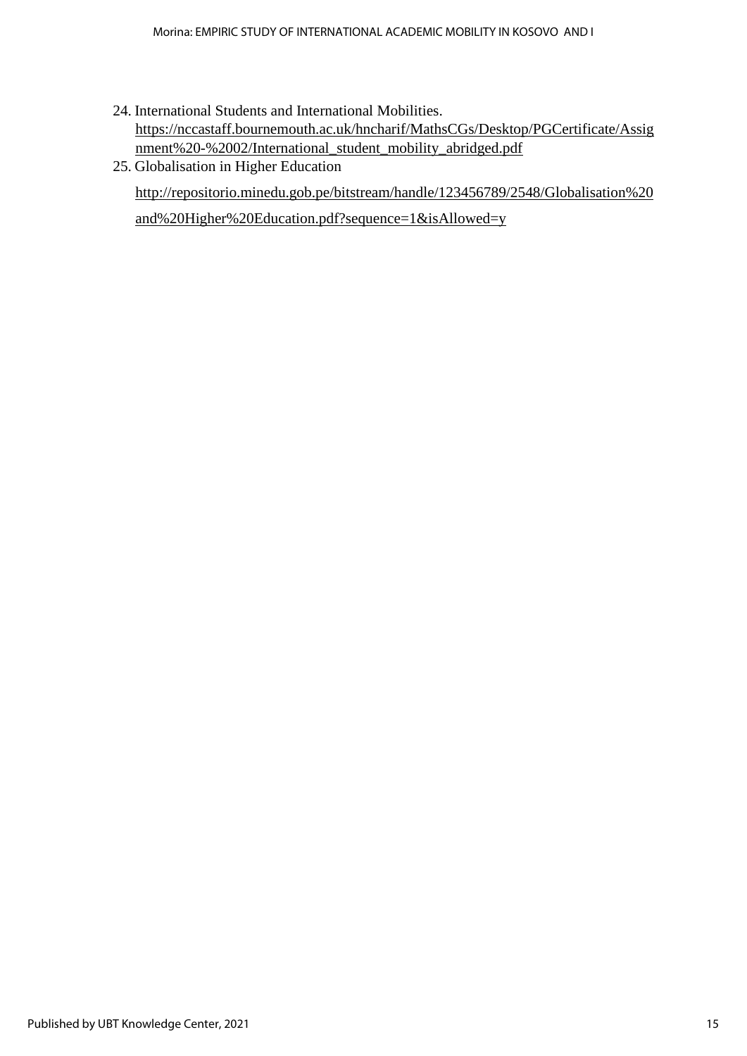24. International Students and International Mobilities. https://nccastaff.bournemouth.ac.uk/hncharif/MathsCGs/Desktop/PGCertificate/Assignment%20-%2002/International_student_mobility_abridged.pdf
25. Globalisation in Higher Education

    http://repositorio.minedu.gob.pe/bitstream/handle/123456789/2548/Globalisation%20and%20Higher%20Education.pdf?sequence=1&isAllowed=y